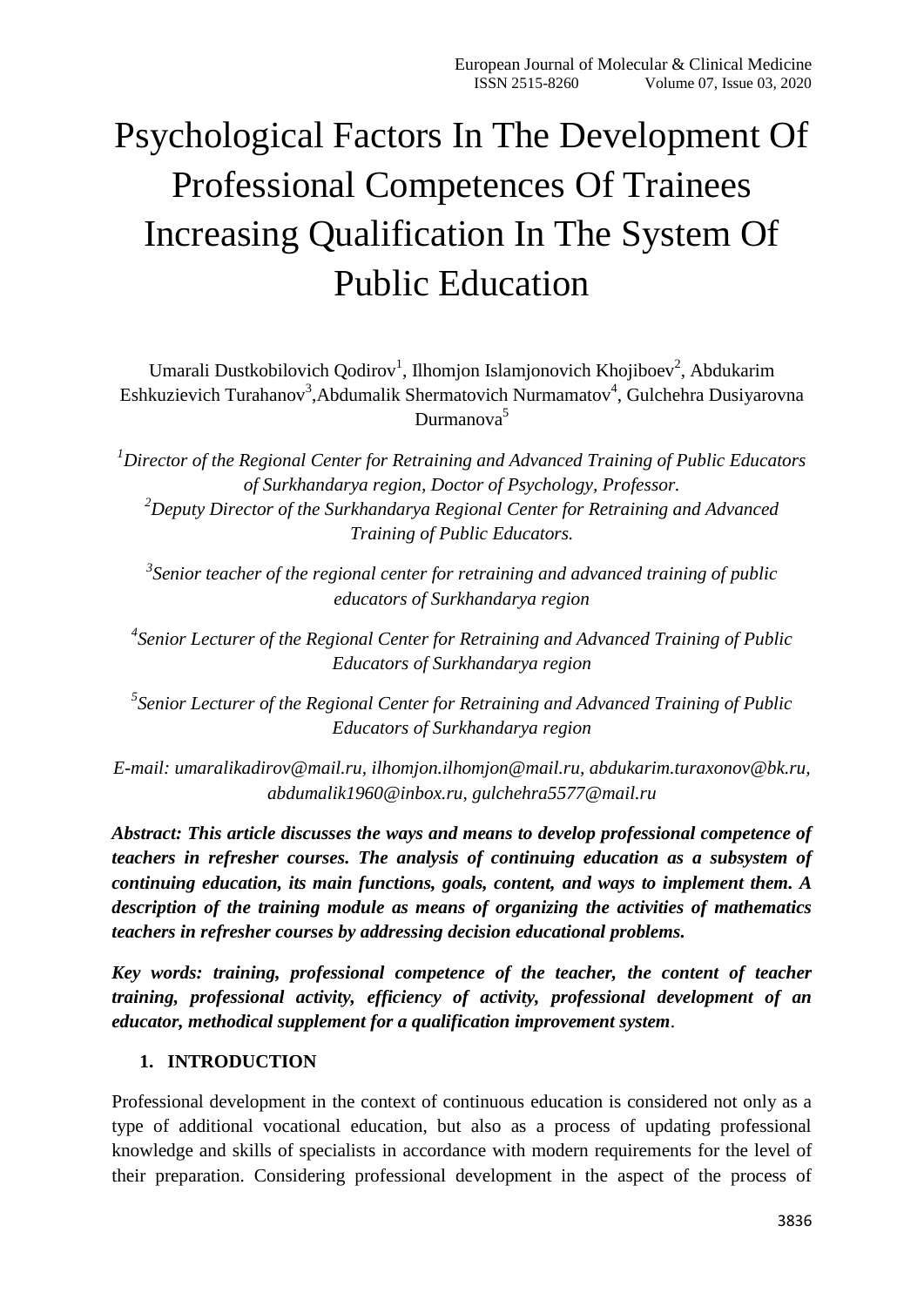# Psychological Factors In The Development Of Professional Competences Of Trainees Increasing Qualification In The System Of Public Education

Umarali Dustkobilovich Qodirov[1], Ilhomjon Islamjonovich Khojiboev[2], Abdukarim Eshkuzievich Turahanov[3], Abdumalik Shermatovich Nurmamatov[4], Gulchehra Dusiyarovna Durmanova[5]

*[1]Director of the Regional Center for Retraining and Advanced Training of Public Educators of Surkhandarya region, Doctor of Psychology, Professor.*
*[2]Deputy Director of the Surkhandarya Regional Center for Retraining and Advanced Training of Public Educators.*

*[3]Senior teacher of the regional center for retraining and advanced training of public educators of Surkhandarya region*

*[4]Senior Lecturer of the Regional Center for Retraining and Advanced Training of Public Educators of Surkhandarya region*

*[5]Senior Lecturer of the Regional Center for Retraining and Advanced Training of Public Educators of Surkhandarya region*

*E-mail: umaralikadirov@mail.ru, ilhomjon.ilhomjon@mail.ru, abdukarim.turaxonov@bk.ru, abdumalik1960@inbox.ru, gulchehra5577@mail.ru*

***Abstract: This article discusses the ways and means to develop professional competence of teachers in refresher courses. The analysis of continuing education as a subsystem of continuing education, its main functions, goals, content, and ways to implement them. A description of the training module as means of organizing the activities of mathematics teachers in refresher courses by addressing decision educational problems.***

***Key words: training, professional competence of the teacher, the content of teacher training, professional activity, efficiency of activity, professional development of an educator, methodical supplement for a qualification improvement system.***

## 1. INTRODUCTION

Professional development in the context of continuous education is considered not only as a type of additional vocational education, but also as a process of updating professional knowledge and skills of specialists in accordance with modern requirements for the level of their preparation. Considering professional development in the aspect of the process of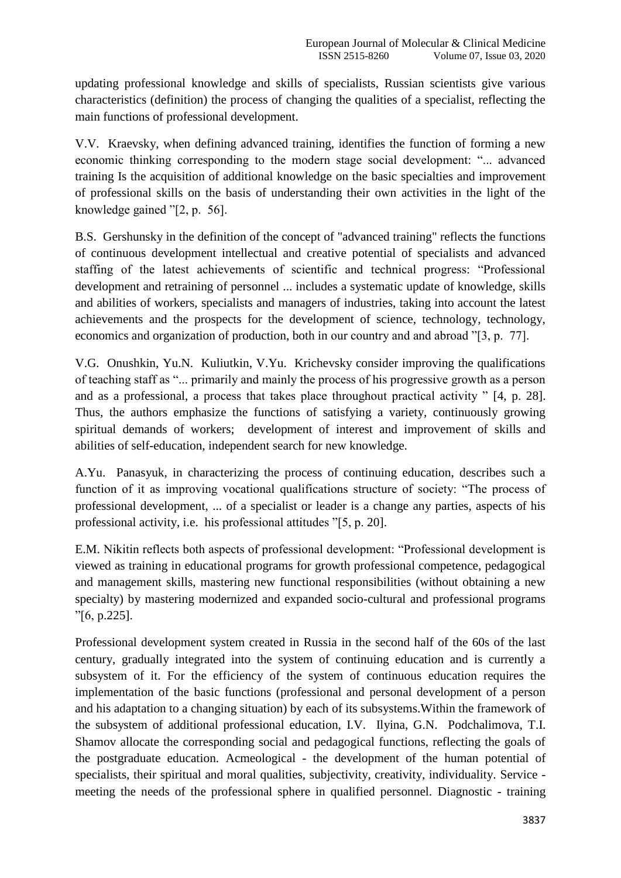updating professional knowledge and skills of specialists, Russian scientists give various characteristics (definition) the process of changing the qualities of a specialist, reflecting the main functions of professional development.

V.V. Kraevsky, when defining advanced training, identifies the function of forming a new economic thinking corresponding to the modern stage social development: "... advanced training Is the acquisition of additional knowledge on the basic specialties and improvement of professional skills on the basis of understanding their own activities in the light of the knowledge gained "[2, p. 56].

B.S. Gershunsky in the definition of the concept of "advanced training" reflects the functions of continuous development intellectual and creative potential of specialists and advanced staffing of the latest achievements of scientific and technical progress: "Professional development and retraining of personnel ... includes a systematic update of knowledge, skills and abilities of workers, specialists and managers of industries, taking into account the latest achievements and the prospects for the development of science, technology, technology, economics and organization of production, both in our country and and abroad "[3, p. 77].

V.G. Onushkin, Yu.N. Kuliutkin, V.Yu. Krichevsky consider improving the qualifications of teaching staff as "... primarily and mainly the process of his progressive growth as a person and as a professional, a process that takes place throughout practical activity " [4, p. 28]. Thus, the authors emphasize the functions of satisfying a variety, continuously growing spiritual demands of workers; development of interest and improvement of skills and abilities of self-education, independent search for new knowledge.

A.Yu. Panasyuk, in characterizing the process of continuing education, describes such a function of it as improving vocational qualifications structure of society: "The process of professional development, ... of a specialist or leader is a change any parties, aspects of his professional activity, i.e. his professional attitudes "[5, p. 20].

E.M. Nikitin reflects both aspects of professional development: "Professional development is viewed as training in educational programs for growth professional competence, pedagogical and management skills, mastering new functional responsibilities (without obtaining a new specialty) by mastering modernized and expanded socio-cultural and professional programs "[6, p.225].

Professional development system created in Russia in the second half of the 60s of the last century, gradually integrated into the system of continuing education and is currently a subsystem of it. For the efficiency of the system of continuous education requires the implementation of the basic functions (professional and personal development of a person and his adaptation to a changing situation) by each of its subsystems.Within the framework of the subsystem of additional professional education, I.V. Ilyina, G.N. Podchalimova, T.I. Shamov allocate the corresponding social and pedagogical functions, reflecting the goals of the postgraduate education. Acmeological - the development of the human potential of specialists, their spiritual and moral qualities, subjectivity, creativity, individuality. Service - meeting the needs of the professional sphere in qualified personnel. Diagnostic - training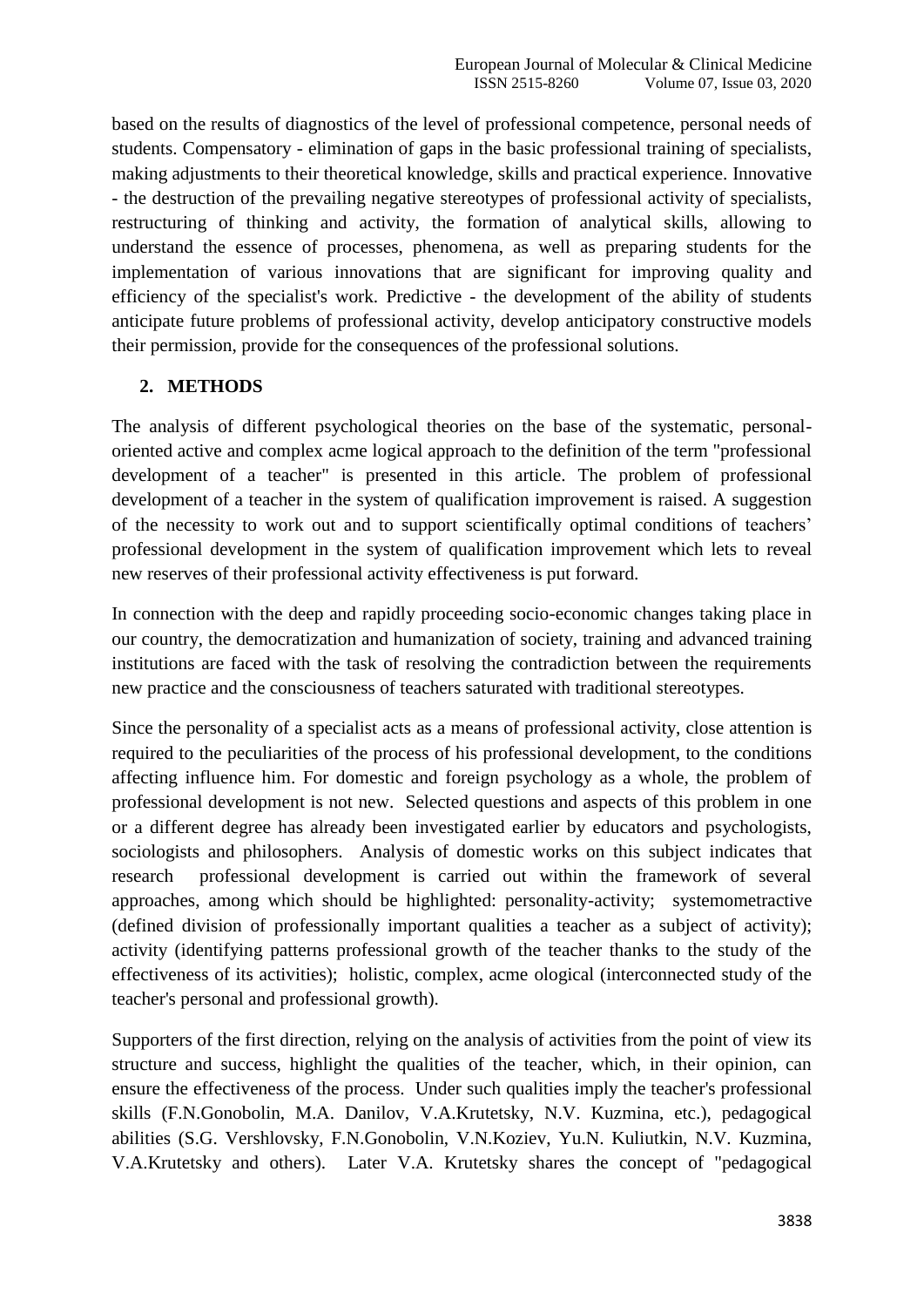based on the results of diagnostics of the level of professional competence, personal needs of students. Compensatory - elimination of gaps in the basic professional training of specialists, making adjustments to their theoretical knowledge, skills and practical experience. Innovative - the destruction of the prevailing negative stereotypes of professional activity of specialists, restructuring of thinking and activity, the formation of analytical skills, allowing to understand the essence of processes, phenomena, as well as preparing students for the implementation of various innovations that are significant for improving quality and efficiency of the specialist's work. Predictive - the development of the ability of students anticipate future problems of professional activity, develop anticipatory constructive models their permission, provide for the consequences of the professional solutions.

## 2. METHODS

The analysis of different psychological theories on the base of the systematic, personal-oriented active and complex acme logical approach to the definition of the term "professional development of a teacher" is presented in this article. The problem of professional development of a teacher in the system of qualification improvement is raised. A suggestion of the necessity to work out and to support scientifically optimal conditions of teachers' professional development in the system of qualification improvement which lets to reveal new reserves of their professional activity effectiveness is put forward.

In connection with the deep and rapidly proceeding socio-economic changes taking place in our country, the democratization and humanization of society, training and advanced training institutions are faced with the task of resolving the contradiction between the requirements new practice and the consciousness of teachers saturated with traditional stereotypes.

Since the personality of a specialist acts as a means of professional activity, close attention is required to the peculiarities of the process of his professional development, to the conditions affecting influence him. For domestic and foreign psychology as a whole, the problem of professional development is not new. Selected questions and aspects of this problem in one or a different degree has already been investigated earlier by educators and psychologists, sociologists and philosophers. Analysis of domestic works on this subject indicates that research professional development is carried out within the framework of several approaches, among which should be highlighted: personality-activity; systemometractive (defined division of professionally important qualities a teacher as a subject of activity); activity (identifying patterns professional growth of the teacher thanks to the study of the effectiveness of its activities); holistic, complex, acme ological (interconnected study of the teacher's personal and professional growth).

Supporters of the first direction, relying on the analysis of activities from the point of view its structure and success, highlight the qualities of the teacher, which, in their opinion, can ensure the effectiveness of the process. Under such qualities imply the teacher's professional skills (F.N.Gonobolin, M.A. Danilov, V.A.Krutetsky, N.V. Kuzmina, etc.), pedagogical abilities (S.G. Vershlovsky, F.N.Gonobolin, V.N.Koziev, Yu.N. Kuliutkin, N.V. Kuzmina, V.A.Krutetsky and others). Later V.A. Krutetsky shares the concept of "pedagogical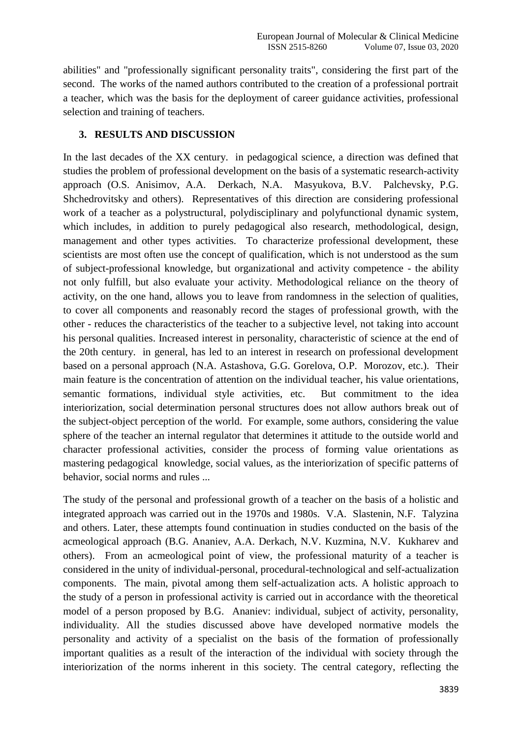abilities" and "professionally significant personality traits", considering the first part of the second. The works of the named authors contributed to the creation of a professional portrait a teacher, which was the basis for the deployment of career guidance activities, professional selection and training of teachers.

## 3. RESULTS AND DISCUSSION

In the last decades of the XX century. in pedagogical science, a direction was defined that studies the problem of professional development on the basis of a systematic research-activity approach (O.S. Anisimov, A.A. Derkach, N.A. Masyukova, B.V. Palchevsky, P.G. Shchedrovitsky and others). Representatives of this direction are considering professional work of a teacher as a polystructural, polydisciplinary and polyfunctional dynamic system, which includes, in addition to purely pedagogical also research, methodological, design, management and other types activities. To characterize professional development, these scientists are most often use the concept of qualification, which is not understood as the sum of subject-professional knowledge, but organizational and activity competence - the ability not only fulfill, but also evaluate your activity. Methodological reliance on the theory of activity, on the one hand, allows you to leave from randomness in the selection of qualities, to cover all components and reasonably record the stages of professional growth, with the other - reduces the characteristics of the teacher to a subjective level, not taking into account his personal qualities. Increased interest in personality, characteristic of science at the end of the 20th century. in general, has led to an interest in research on professional development based on a personal approach (N.A. Astashova, G.G. Gorelova, O.P. Morozov, etc.). Their main feature is the concentration of attention on the individual teacher, his value orientations, semantic formations, individual style activities, etc. But commitment to the idea interiorization, social determination personal structures does not allow authors break out of the subject-object perception of the world. For example, some authors, considering the value sphere of the teacher an internal regulator that determines it attitude to the outside world and character professional activities, consider the process of forming value orientations as mastering pedagogical knowledge, social values, as the interiorization of specific patterns of behavior, social norms and rules ...

The study of the personal and professional growth of a teacher on the basis of a holistic and integrated approach was carried out in the 1970s and 1980s. V.A. Slastenin, N.F. Talyzina and others. Later, these attempts found continuation in studies conducted on the basis of the acmeological approach (B.G. Ananiev, A.A. Derkach, N.V. Kuzmina, N.V. Kukharev and others). From an acmeological point of view, the professional maturity of a teacher is considered in the unity of individual-personal, procedural-technological and self-actualization components. The main, pivotal among them self-actualization acts. A holistic approach to the study of a person in professional activity is carried out in accordance with the theoretical model of a person proposed by B.G. Ananiev: individual, subject of activity, personality, individuality. All the studies discussed above have developed normative models the personality and activity of a specialist on the basis of the formation of professionally important qualities as a result of the interaction of the individual with society through the interiorization of the norms inherent in this society. The central category, reflecting the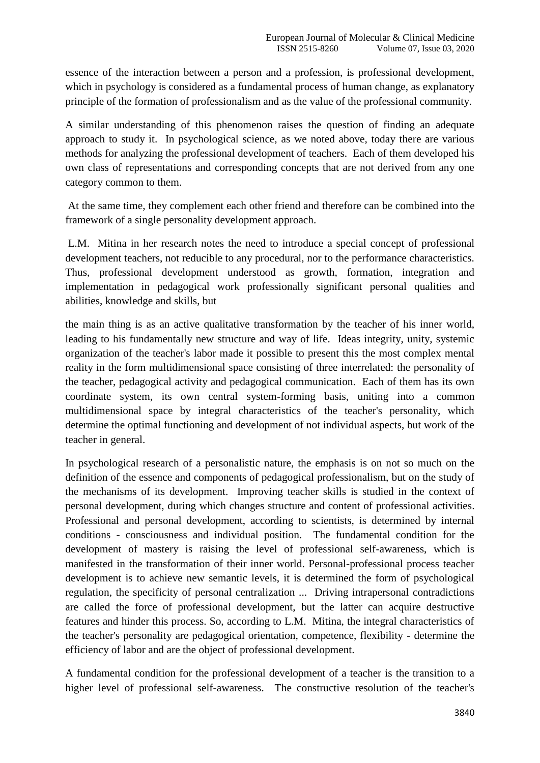essence of the interaction between a person and a profession, is professional development, which in psychology is considered as a fundamental process of human change, as explanatory principle of the formation of professionalism and as the value of the professional community.

A similar understanding of this phenomenon raises the question of finding an adequate approach to study it. In psychological science, as we noted above, today there are various methods for analyzing the professional development of teachers. Each of them developed his own class of representations and corresponding concepts that are not derived from any one category common to them.

At the same time, they complement each other friend and therefore can be combined into the framework of a single personality development approach.

L.M. Mitina in her research notes the need to introduce a special concept of professional development teachers, not reducible to any procedural, nor to the performance characteristics. Thus, professional development understood as growth, formation, integration and implementation in pedagogical work professionally significant personal qualities and abilities, knowledge and skills, but

the main thing is as an active qualitative transformation by the teacher of his inner world, leading to his fundamentally new structure and way of life. Ideas integrity, unity, systemic organization of the teacher's labor made it possible to present this the most complex mental reality in the form multidimensional space consisting of three interrelated: the personality of the teacher, pedagogical activity and pedagogical communication. Each of them has its own coordinate system, its own central system-forming basis, uniting into a common multidimensional space by integral characteristics of the teacher's personality, which determine the optimal functioning and development of not individual aspects, but work of the teacher in general.

In psychological research of a personalistic nature, the emphasis is on not so much on the definition of the essence and components of pedagogical professionalism, but on the study of the mechanisms of its development. Improving teacher skills is studied in the context of personal development, during which changes structure and content of professional activities. Professional and personal development, according to scientists, is determined by internal conditions - consciousness and individual position. The fundamental condition for the development of mastery is raising the level of professional self-awareness, which is manifested in the transformation of their inner world. Personal-professional process teacher development is to achieve new semantic levels, it is determined the form of psychological regulation, the specificity of personal centralization ... Driving intrapersonal contradictions are called the force of professional development, but the latter can acquire destructive features and hinder this process. So, according to L.M. Mitina, the integral characteristics of the teacher's personality are pedagogical orientation, competence, flexibility - determine the efficiency of labor and are the object of professional development.

A fundamental condition for the professional development of a teacher is the transition to a higher level of professional self-awareness. The constructive resolution of the teacher's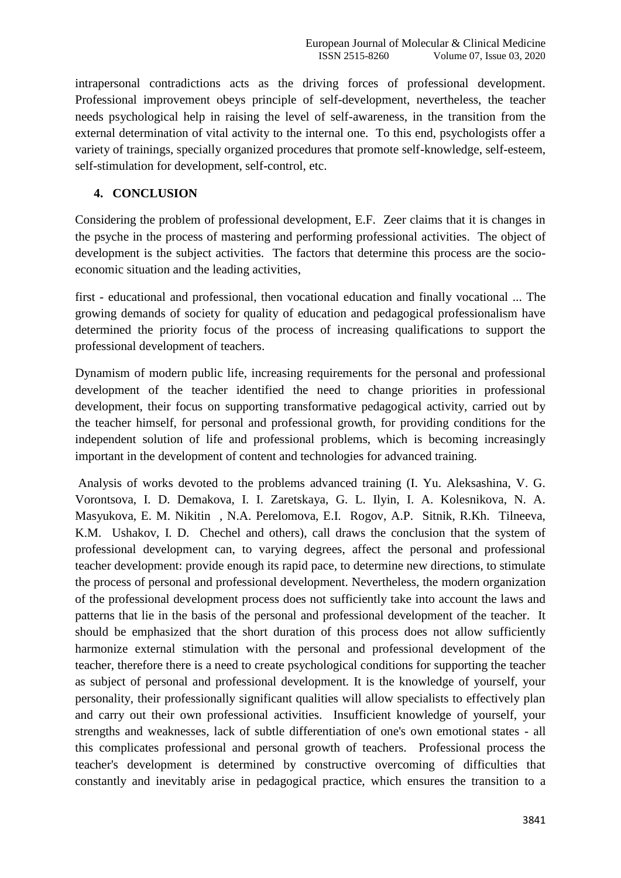intrapersonal contradictions acts as the driving forces of professional development. Professional improvement obeys principle of self-development, nevertheless, the teacher needs psychological help in raising the level of self-awareness, in the transition from the external determination of vital activity to the internal one. To this end, psychologists offer a variety of trainings, specially organized procedures that promote self-knowledge, self-esteem, self-stimulation for development, self-control, etc.

## 4. CONCLUSION

Considering the problem of professional development, E.F. Zeer claims that it is changes in the psyche in the process of mastering and performing professional activities. The object of development is the subject activities. The factors that determine this process are the socio-economic situation and the leading activities,

first - educational and professional, then vocational education and finally vocational ... The growing demands of society for quality of education and pedagogical professionalism have determined the priority focus of the process of increasing qualifications to support the professional development of teachers.

Dynamism of modern public life, increasing requirements for the personal and professional development of the teacher identified the need to change priorities in professional development, their focus on supporting transformative pedagogical activity, carried out by the teacher himself, for personal and professional growth, for providing conditions for the independent solution of life and professional problems, which is becoming increasingly important in the development of content and technologies for advanced training.

Analysis of works devoted to the problems advanced training (I. Yu. Aleksashina, V. G. Vorontsova, I. D. Demakova, I. I. Zaretskaya, G. L. Ilyin, I. A. Kolesnikova, N. A. Masyukova, E. M. Nikitin , N.A. Perelomova, E.I. Rogov, A.P. Sitnik, R.Kh. Tilneeva, K.M. Ushakov, I. D. Chechel and others), call draws the conclusion that the system of professional development can, to varying degrees, affect the personal and professional teacher development: provide enough its rapid pace, to determine new directions, to stimulate the process of personal and professional development. Nevertheless, the modern organization of the professional development process does not sufficiently take into account the laws and patterns that lie in the basis of the personal and professional development of the teacher. It should be emphasized that the short duration of this process does not allow sufficiently harmonize external stimulation with the personal and professional development of the teacher, therefore there is a need to create psychological conditions for supporting the teacher as subject of personal and professional development. It is the knowledge of yourself, your personality, their professionally significant qualities will allow specialists to effectively plan and carry out their own professional activities. Insufficient knowledge of yourself, your strengths and weaknesses, lack of subtle differentiation of one's own emotional states - all this complicates professional and personal growth of teachers. Professional process the teacher's development is determined by constructive overcoming of difficulties that constantly and inevitably arise in pedagogical practice, which ensures the transition to a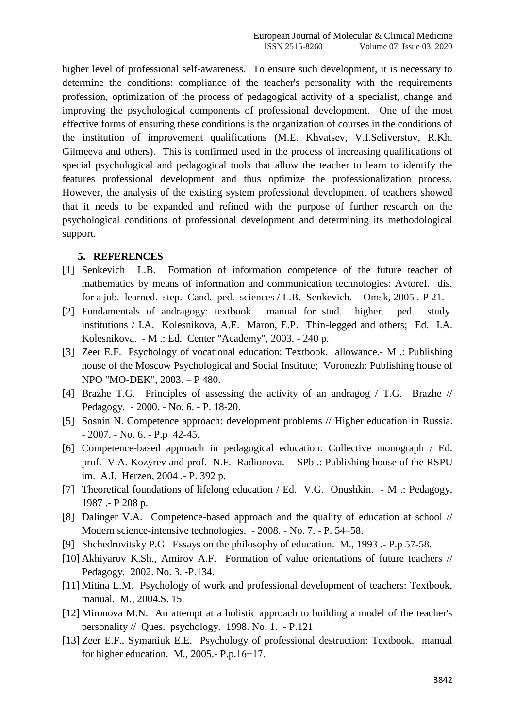higher level of professional self-awareness. To ensure such development, it is necessary to determine the conditions: compliance of the teacher's personality with the requirements profession, optimization of the process of pedagogical activity of a specialist, change and improving the psychological components of professional development. One of the most effective forms of ensuring these conditions is the organization of courses in the conditions of the institution of improvement qualifications (M.E. Khvatsev, V.I.Seliverstov, R.Kh. Gilmeeva and others). This is confirmed used in the process of increasing qualifications of special psychological and pedagogical tools that allow the teacher to learn to identify the features professional development and thus optimize the professionalization process. However, the analysis of the existing system professional development of teachers showed that it needs to be expanded and refined with the purpose of further research on the psychological conditions of professional development and determining its methodological support.

## 5. REFERENCES

[1] Senkevich L.B. Formation of information competence of the future teacher of mathematics by means of information and communication technologies: Avtoref. dis. for a job. learned. step. Cand. ped. sciences / L.B. Senkevich. - Omsk, 2005 .-P 21.

[2] Fundamentals of andragogy: textbook. manual for stud. higher. ped. study. institutions / I.A. Kolesnikova, A.E. Maron, E.P. Thin-legged and others; Ed. I.A. Kolesnikova. - M .: Ed. Center "Academy", 2003. - 240 p.

[3] Zeer E.F. Psychology of vocational education: Textbook. allowance.- M .: Publishing house of the Moscow Psychological and Social Institute; Voronezh: Publishing house of NPO "MO-DEK", 2003. – P 480.

[4] Brazhe T.G. Principles of assessing the activity of an andragog / T.G. Brazhe // Pedagogy. - 2000. - No. 6. - P. 18-20.

[5] Sosnin N. Competence approach: development problems // Higher education in Russia. - 2007. - No. 6. - P.p 42-45.

[6] Competence-based approach in pedagogical education: Collective monograph / Ed. prof. V.A. Kozyrev and prof. N.F. Radionova. - SPb .: Publishing house of the RSPU im. A.I. Herzen, 2004 .- P. 392 p.

[7] Theoretical foundations of lifelong education / Ed. V.G. Onushkin. - M .: Pedagogy, 1987 .- P 208 p.

[8] Dalinger V.A. Competence-based approach and the quality of education at school // Modern science-intensive technologies. - 2008. - No. 7. - P. 54–58.

[9] Shchedrovitsky P.G. Essays on the philosophy of education. M., 1993 .- P.p 57-58.

[10] Akhiyarov K.Sh., Amirov A.F. Formation of value orientations of future teachers // Pedagogy. 2002. No. 3. -P.134.

[11] Mitina L.M. Psychology of work and professional development of teachers: Textbook, manual. M., 2004.S. 15.

[12] Mironova M.N. An attempt at a holistic approach to building a model of the teacher's personality // Ques. psychology. 1998. No. 1. - P.121

[13] Zeer E.F., Symaniuk E.E. Psychology of professional destruction: Textbook. manual for higher education. M., 2005.- P.p.16−17.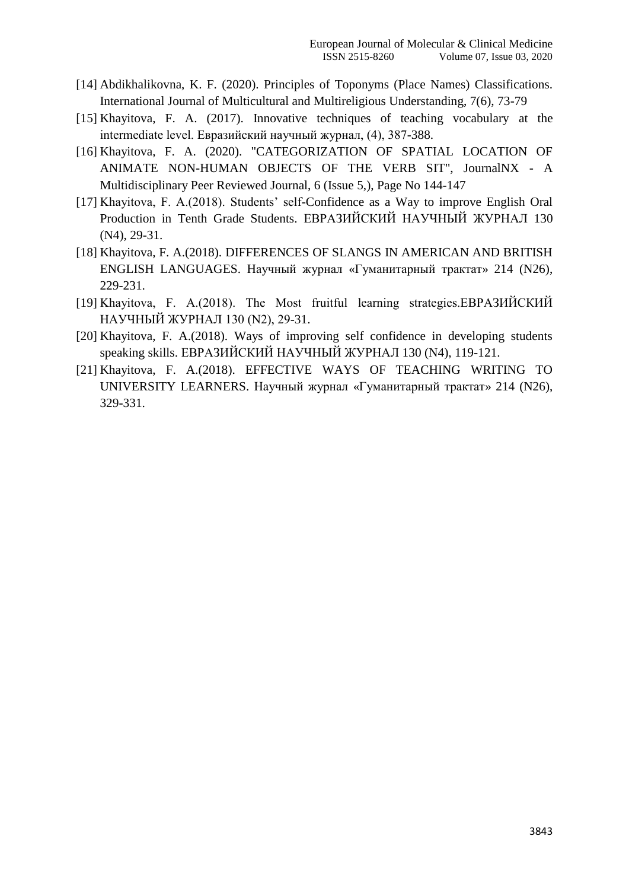[14] Abdikhalikovna, K. F. (2020). Principles of Toponyms (Place Names) Classifications. International Journal of Multicultural and Multireligious Understanding, 7(6), 73-79

[15] Khayitova, F. A. (2017). Innovative techniques of teaching vocabulary at the intermediate level. Евразийский научный журнал, (4), 387-388.

[16] Khayitova, F. A. (2020). "CATEGORIZATION OF SPATIAL LOCATION OF ANIMATE NON-HUMAN OBJECTS OF THE VERB SIT", JournalNX - A Multidisciplinary Peer Reviewed Journal, 6 (Issue 5,), Page No 144-147

[17] Khayitova, F. A.(2018). Students' self-Confidence as a Way to improve English Oral Production in Tenth Grade Students. ЕВРАЗИЙСКИЙ НАУЧНЫЙ ЖУРНАЛ 130 (N4), 29-31.

[18] Khayitova, F. A.(2018). DIFFERENCES OF SLANGS IN AMERICAN AND BRITISH ENGLISH LANGUAGES. Научный журнал «Гуманитарный трактат» 214 (N26), 229-231.

[19] Khayitova, F. A.(2018). The Most fruitful learning strategies.ЕВРАЗИЙСКИЙ НАУЧНЫЙ ЖУРНАЛ 130 (N2), 29-31.

[20] Khayitova, F. A.(2018). Ways of improving self confidence in developing students speaking skills. ЕВРАЗИЙСКИЙ НАУЧНЫЙ ЖУРНАЛ 130 (N4), 119-121.

[21] Khayitova, F. A.(2018). EFFECTIVE WAYS OF TEACHING WRITING TO UNIVERSITY LEARNERS. Научный журнал «Гуманитарный трактат» 214 (N26), 329-331.